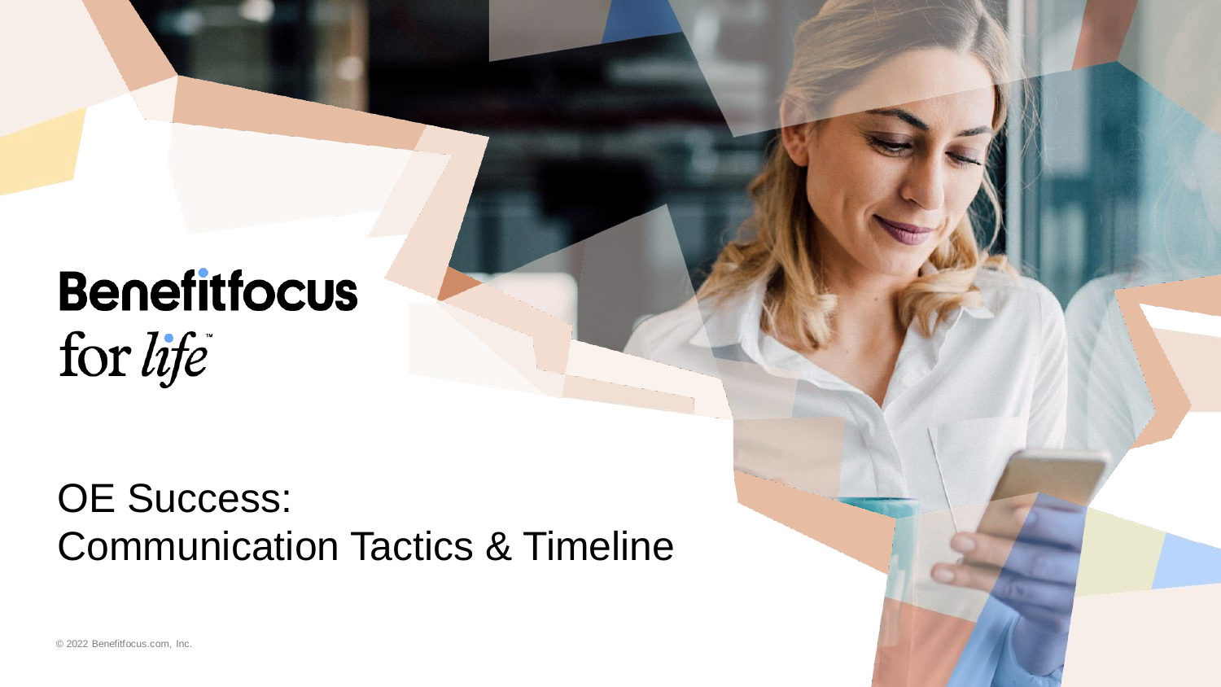Benefitfocus

for *life*™

# OE Success: Communication Tactics & Timeline

© 2022 Benefitfocus.com, Inc.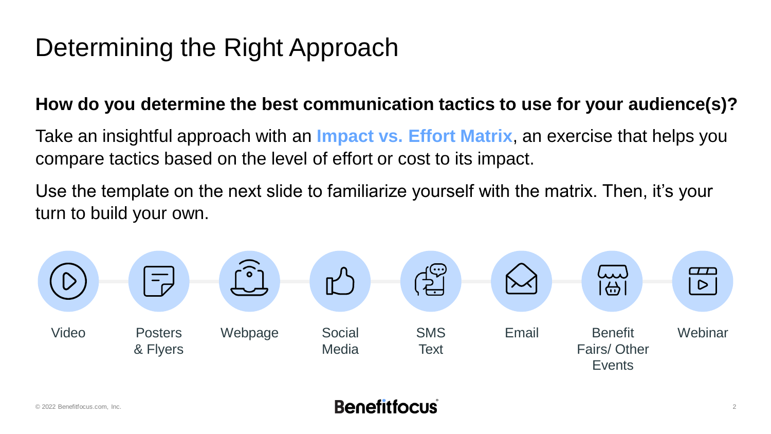# Determining the Right Approach

**How do you determine the best communication tactics to use for your audience(s)?**

Take an insightful approach with an **Impact vs. Effort Matrix**, an exercise that helps you compare tactics based on the level of effort or cost to its impact.

Use the template on the next slide to familiarize yourself with the matrix. Then, it's your turn to build your own.

- Video
- Posters & Flyers
- Webpage
- Social Media
- SMS Text
- Email
- Benefit Fairs/ Other Events
- Webinar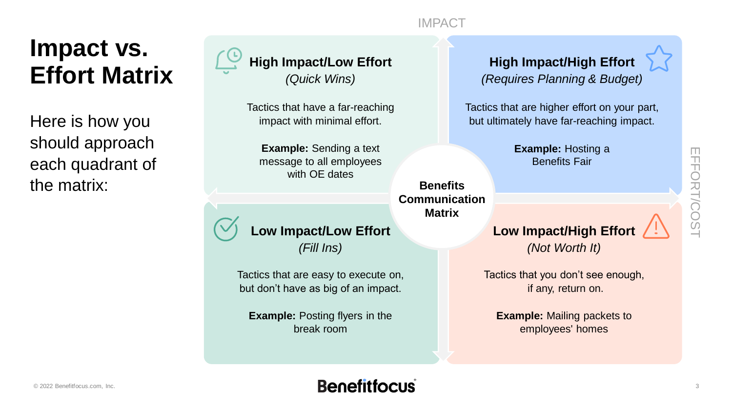# Impact vs. Effort Matrix

Here is how you should approach each quadrant of the matrix:

IMPACT

EFFORT/COST

**Benefits Communication Matrix**

### High Impact/Low Effort

*(Quick Wins)*

Tactics that have a far-reaching impact with minimal effort.

**Example:** Sending a text message to all employees with OE dates

### High Impact/High Effort

*(Requires Planning & Budget)*

Tactics that are higher effort on your part, but ultimately have far-reaching impact.

**Example:** Hosting a Benefits Fair

### Low Impact/Low Effort

*(Fill Ins)*

Tactics that are easy to execute on, but don't have as big of an impact.

**Example:** Posting flyers in the break room

### Low Impact/High Effort

*(Not Worth It)*

Tactics that you don't see enough, if any, return on.

**Example:** Mailing packets to employees' homes

© 2022 Benefitfocus.com, Inc.

Benefitfocus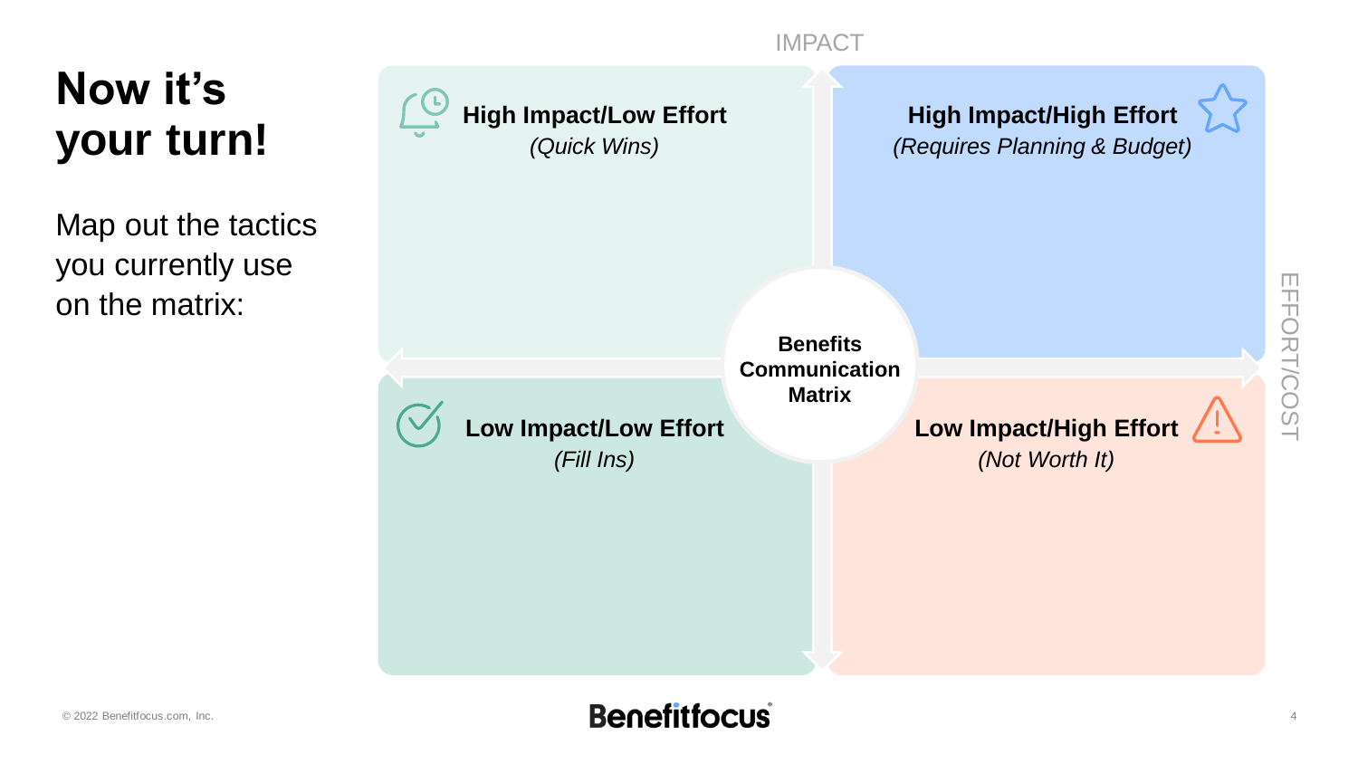# Now it's your turn!

Map out the tactics you currently use on the matrix:

IMPACT

EFFORT/COST

**Benefits Communication Matrix**

| | |
| --- | --- |
| **High Impact/Low Effort** *(Quick Wins)* | **High Impact/High Effort** *(Requires Planning & Budget)* |
| **Low Impact/Low Effort** *(Fill Ins)* | **Low Impact/High Effort** *(Not Worth It)* |

© 2022 Benefitfocus.com, Inc.

Benefitfocus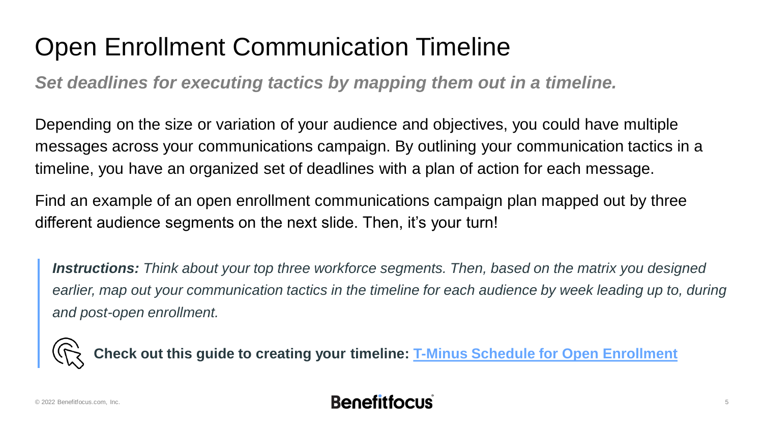# Open Enrollment Communication Timeline

***Set deadlines for executing tactics by mapping them out in a timeline.***

Depending on the size or variation of your audience and objectives, you could have multiple messages across your communications campaign. By outlining your communication tactics in a timeline, you have an organized set of deadlines with a plan of action for each message.

Find an example of an open enrollment communications campaign plan mapped out by three different audience segments on the next slide. Then, it's your turn!

> ***Instructions:*** *Think about your top three workforce segments. Then, based on the matrix you designed earlier, map out your communication tactics in the timeline for each audience by week leading up to, during and post-open enrollment.*
>
> **Check out this guide to creating your timeline: T-Minus Schedule for Open Enrollment**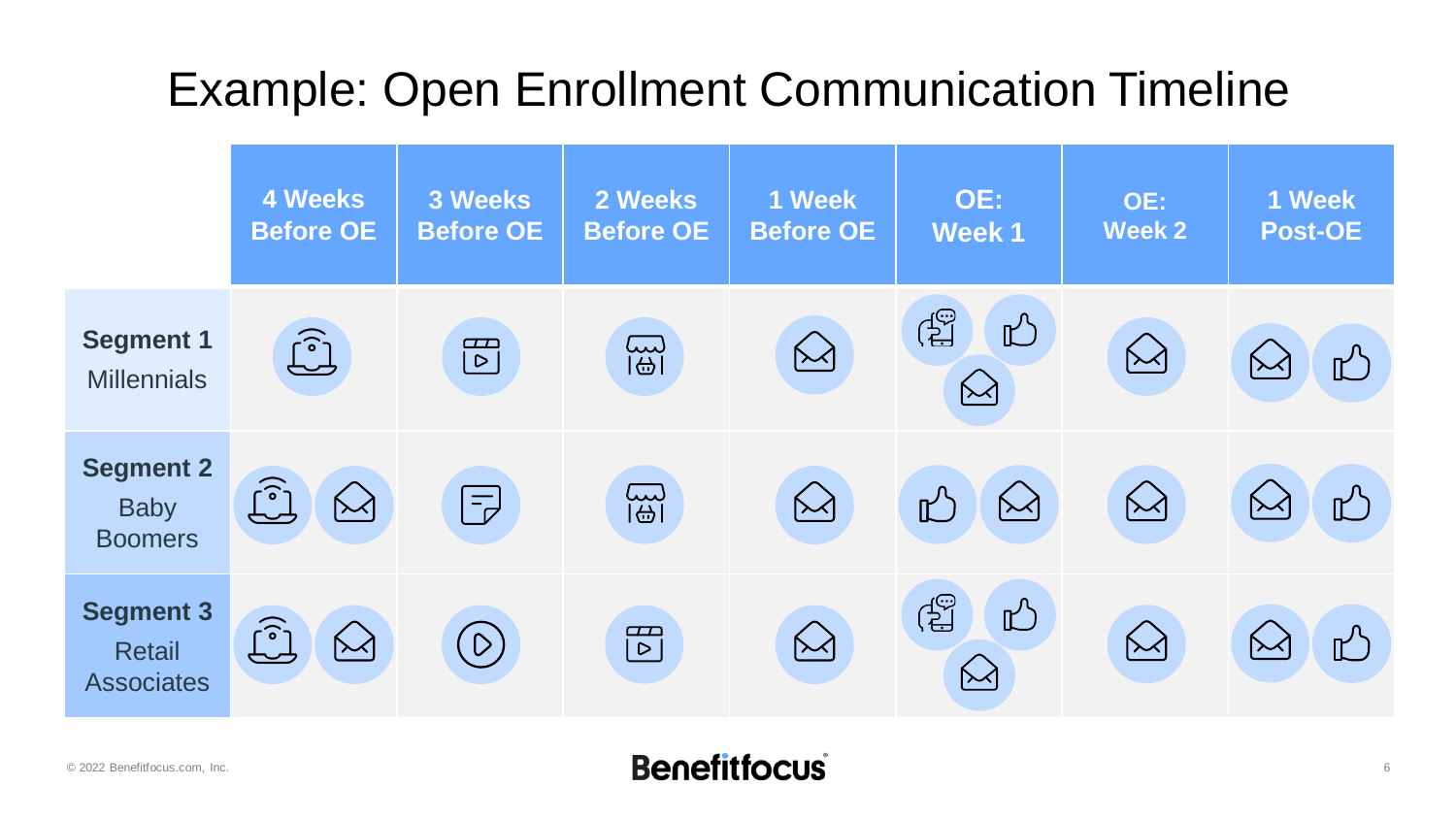# Example: Open Enrollment Communication Timeline

| | 4 Weeks Before OE | 3 Weeks Before OE | 2 Weeks Before OE | 1 Week Before OE | OE: Week 1 | OE: Week 2 | 1 Week Post-OE |
|---|---|---|---|---|---|---|---|
| **Segment 1** Millennials | | | | | | | |
| **Segment 2** Baby Boomers | | | | | | | |
| **Segment 3** Retail Associates | | | | | | | |

© 2022 Benefitfocus.com, Inc.

Benefitfocus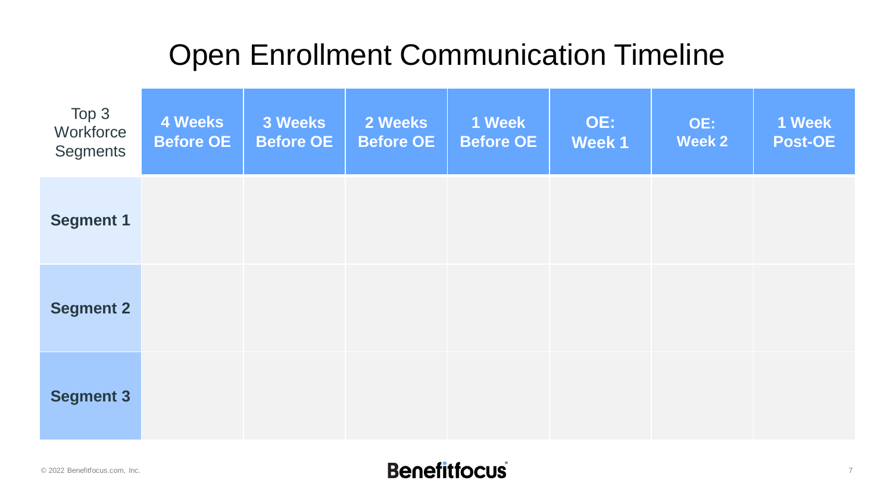# Open Enrollment Communication Timeline

| Top 3 Workforce Segments | 4 Weeks Before OE | 3 Weeks Before OE | 2 Weeks Before OE | 1 Week Before OE | OE: Week 1 | OE: Week 2 | 1 Week Post-OE |
|---|---|---|---|---|---|---|---|
| **Segment 1** | | | | | | | |
| **Segment 2** | | | | | | | |
| **Segment 3** | | | | | | | |

© 2022 Benefitfocus.com, Inc.

Benefitfocus